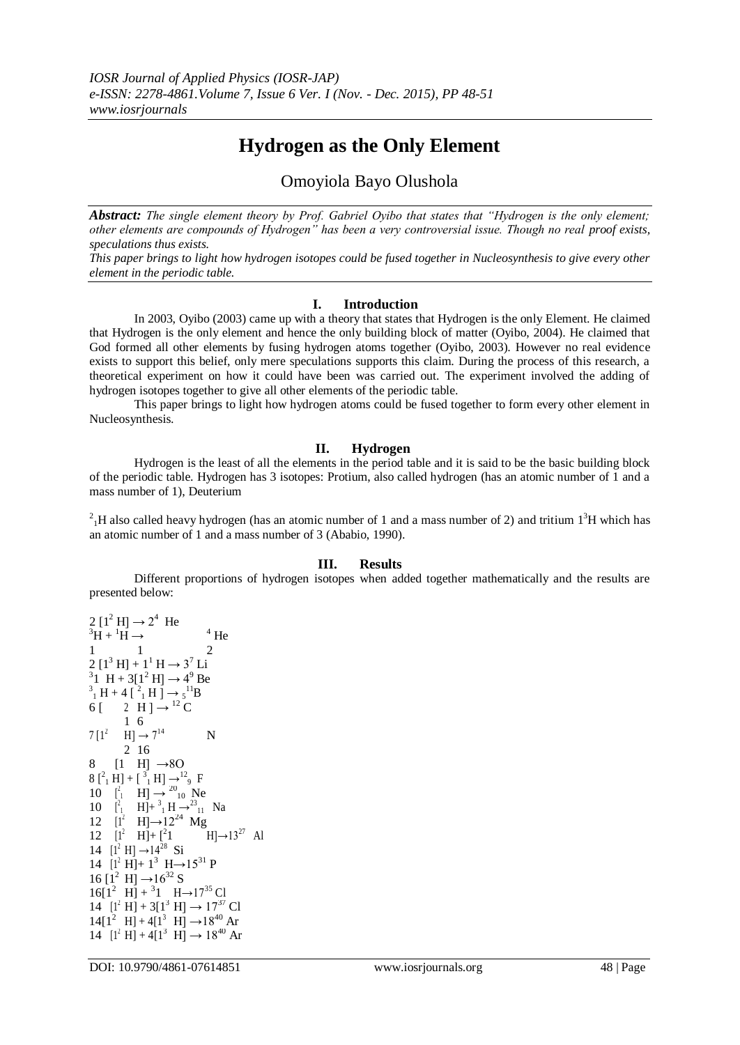# Hydrogen as the Only Element

Omoyiola Bayo Olushola

***Abstract:*** *The single element theory by Prof. Gabriel Oyibo that states that "Hydrogen is the only element; other elements are compounds of Hydrogen" has been a very controversial issue. Though no real proof exists, speculations thus exists.*

*This paper brings to light how hydrogen isotopes could be fused together in Nucleosynthesis to give every other element in the periodic table.*

## I. Introduction

In 2003, Oyibo (2003) came up with a theory that states that Hydrogen is the only Element. He claimed that Hydrogen is the only element and hence the only building block of matter (Oyibo, 2004). He claimed that God formed all other elements by fusing hydrogen atoms together (Oyibo, 2003). However no real evidence exists to support this belief, only mere speculations supports this claim. During the process of this research, a theoretical experiment on how it could have been was carried out. The experiment involved the adding of hydrogen isotopes together to give all other elements of the periodic table.

This paper brings to light how hydrogen atoms could be fused together to form every other element in Nucleosynthesis.

## II. Hydrogen

Hydrogen is the least of all the elements in the period table and it is said to be the basic building block of the periodic table. Hydrogen has 3 isotopes: Protium, also called hydrogen (has an atomic number of 1 and a mass number of 1), Deuterium

${}^{2}_{1}H$ also called heavy hydrogen (has an atomic number of 1 and a mass number of 2) and tritium ${}^{3}_{1}H$ which has an atomic number of 1 and a mass number of 3 (Ababio, 1990).

## III. Results

Different proportions of hydrogen isotopes when added together mathematically and the results are presented below:

$2\,[{}^{2}_{1}H] \rightarrow {}^{4}_{2}He$

${}^{3}_{1}H + {}^{1}_{1}H \rightarrow {}^{4}_{2}He$

$2\,[{}^{3}_{1}H] + {}^{1}_{1}H \rightarrow {}^{7}_{3}Li$

${}^{3}_{1}H + 3[{}^{2}_{1}H] \rightarrow {}^{9}_{4}Be$

${}^{3}_{1}H + 4\,[{}^{2}_{1}H] \rightarrow {}^{11}_{5}B$

$6\,[{}^{2}_{1}H] \rightarrow {}^{12}_{6}C$

$7\,[{}^{2}_{1}H] \rightarrow {}^{14}_{7}N$

$8\,[{}^{2}_{1}H] \rightarrow {}^{16}_{8}O$

$8\,[{}^{2}_{1}H] + [{}^{3}_{1}H] \rightarrow {}^{12}_{9}F$

$10\,[{}^{2}_{1}H] \rightarrow {}^{20}_{10}Ne$

$10\,[{}^{2}_{1}H] + {}^{3}_{1}H \rightarrow {}^{23}_{11}Na$

$12\,[{}^{2}_{1}H] \rightarrow {}^{24}_{12}Mg$

$12\,[{}^{2}_{1}H] + [{}^{2}_{1}H] \rightarrow {}^{27}_{13}Al$

$14\,[{}^{2}_{1}H] \rightarrow {}^{28}_{14}Si$

$14\,[{}^{2}_{1}H] + {}^{3}_{1}H \rightarrow {}^{31}_{15}P$

$16\,[{}^{2}_{1}H] \rightarrow {}^{32}_{16}S$

$16[{}^{2}_{1}H] + {}^{3}_{1}H \rightarrow {}^{35}_{17}Cl$

$14\,[{}^{2}_{1}H] + 3[{}^{3}_{1}H] \rightarrow {}^{37}_{17}Cl$

$14[{}^{2}_{1}H] + 4[{}^{3}_{1}H] \rightarrow {}^{40}_{18}Ar$

$14\,[{}^{2}_{1}H] + 4[{}^{3}_{1}H] \rightarrow {}^{40}_{18}Ar$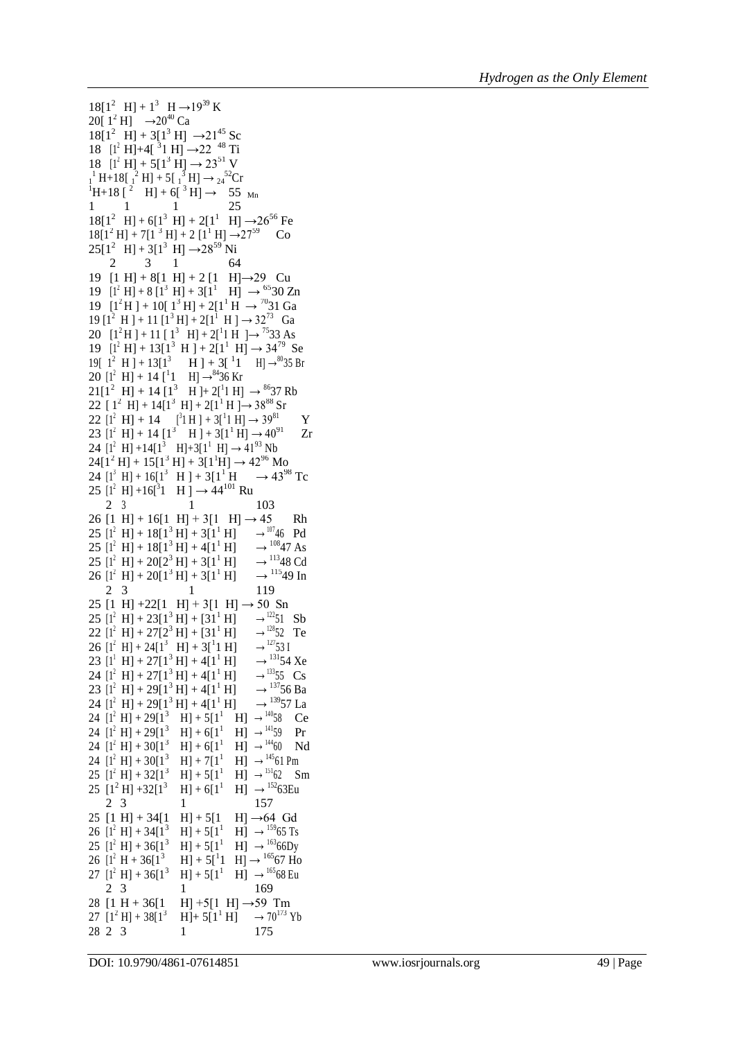$18[1^2\ H] + 1^3\ H \rightarrow 19^{39}\,K$

$20[\,1^2\,H] \rightarrow 20^{40}\,Ca$

$18[1^2\ H] + 3[1^3\ H] \rightarrow 21^{45}\,Sc$

$18\ [1^2\ H] + 4[\,^31\ H] \rightarrow 22\ ^{48}\,Ti$

$18\ [1^2\ H] + 5[1^3\ H] \rightarrow 23^{51}\ V$

$_1^1\ H + 18[\,_1^2\ H] + 5[\,_1^3\ H] \rightarrow {}_{24}^{52}Cr$

$^1H + 18\ [\,^2\ \ H] + 6[\,^3\ H] \rightarrow\ \ 55\ _{Mn}$

1 1 1 25

$18[1^2\ H] + 6[1^3\ H] + 2[1^1\ H] \rightarrow 26^{56}\,Fe$

$18[1^2\,H] + 7[1^{\,3}\,H] + 2\,[1^1\,H] \rightarrow 27^{59}\ \ Co$

$25[1^2\ H] + 3[1^3\ H] \rightarrow 28^{59}\,Ni$

2 3 1 64

$19\ [1\ H] + 8[1\ H] + 2\,[1\ \ H] \rightarrow 29\ \ Cu$

$19\ [1^2\,H] + 8\,[1^3\ H] + 3[1^1\ \ H] \rightarrow {}^{65}30\ Zn$

$19\ [1^2H\,] + 10[\,1^3\,H] + 2[1^1\,H \rightarrow {}^{70}31\ Ga$

$19\,[1^2\ H\,] + 11\,[1^3\,H] + 2[1^1\ H\,] \rightarrow 32^{73}\ \ Ga$

$20\ \ [1^2\,H\,] + 11\,[\,1^3\ \ H] + 2[^11\,H\ \,] \rightarrow {}^{75}33\ As$

$19\ [1^2\ H] + 13[1^3\ H\,] + 2[1^1\ H] \rightarrow 34^{79}\ \ Se$

$19[\ 1^2\ \ H\,] + 13[1^3\ \ \ \ H\,] + 3[\,^11\ \ \ H] \rightarrow {}^{80}35\ Br$

$20\ [1^2\ H] + 14\ [^11\ \ \ H] \rightarrow {}^{84}36\ Kr$

$21[1^2\ H] + 14\,[1^3\ \ H\,] + 2[^11\,H] \rightarrow {}^{86}37\ Rb$

$22\ [\,1^2\ H] + 14[1^3\ H] + 2[1^1\,H\,] \rightarrow 38^{88}\ Sr$

$22\ [1^2\ H] + 14\ \ \ \ [^31\,H\,] + 3[^11\,H] \rightarrow 39^{81}\ \ \ \ Y$

$23\ [1^2\ H] + 14\ [1^3\ \ \ H\,] + 3[1^1\,H] \rightarrow 40^{91}\ \ \ \ Zr$

$24\ [1^2\ H] + 14[1^3\ \ \ H] + 3[1^1\ H] \rightarrow 41^{93}\ Nb$

$24[1^2\,H] + 15[1^3\,H] + 3[1^1H] \rightarrow 42^{96}\ Mo$

$24\ [1^3\ H] + 16[1^3\ \ H\,] + 3[1^1\,H\ \ \ \rightarrow 43^{98}\ Tc$

$25\ [1^2\ H] + 16[^31\ \ \ H\,] \rightarrow 44^{101}\ Ru$

2 3 1 103

$26\ [1\ \ H] + 16[1\ \ H] + 3[1\ \ H] \rightarrow 45\ \ \ \ \ Rh$

$25\ [1^2\ H] + 18[1^3\,H] + 3[1^1\,H]\ \ \ \ \rightarrow {}^{107}46\ \ Pd$

$25\ [1^2\ H] + 18[1^3\,H] + 4[1^1\,H]\ \ \ \ \rightarrow {}^{108}47\ As$

$25\ [1^2\ H] + 20[2^3\,H] + 3[1^1\,H]\ \ \ \ \rightarrow {}^{113}48\ Cd$

$26\ [1^2\ H] + 20[1^3\,H] + 3[1^1\,H]\ \ \ \ \rightarrow {}^{115}49\ In$

2 3 1 119

$25\ [1\ \ H] + 22[1\ \ \ H] + 3[1\ \ H] \rightarrow 50\ \ Sn$

$25\ [1^2\ H] + 23[1^3\,H] + [31^1\,H]\ \ \ \ \rightarrow {}^{122}51\ \ \ Sb$

$22\ [1^2\ H] + 27[2^3\,H] + [31^1\,H]\ \ \ \ \rightarrow {}^{128}52\ \ \ Te$

$26\ [1^2\ H] + 24[1^3\ \ H] + 3[^11\,H]\ \ \ \ \rightarrow {}^{127}53\ I$

$23\ [1^1\ H] + 27[1^3\,H] + 4[1^1\,H]\ \ \ \ \rightarrow {}^{131}54\ Xe$

$24\ [1^2\ H] + 27[1^3\,H] + 4[1^1\,H]\ \ \ \ \rightarrow {}^{133}55\ \ \ Cs$

$23\ [1^2\ H] + 29[1^3\,H] + 4[1^1\,H]\ \ \ \ \rightarrow {}^{137}56\ Ba$

$24\ [1^2\ H] + 29[1^3\,H] + 4[1^1\,H]\ \ \ \ \rightarrow {}^{139}57\ La$

$24\ [1^2\,H] + 29[1^3\ \ \ H] + 5[1^1\ \ \ H] \rightarrow {}^{140}58\ \ \ \ Ce$

$24\ [1^2\,H] + 29[1^3\ \ \ H] + 6[1^1\ \ \ H] \rightarrow {}^{141}59\ \ \ \ Pr$

$24\ [1^2\,H] + 30[1^3\ \ \ H] + 6[1^1\ \ \ H] \rightarrow {}^{144}60\ \ \ \ Nd$

$24\ [1^2\,H] + 30[1^3\ \ \ H] + 7[1^1\ \ \ H] \rightarrow {}^{145}61\ Pm$

$25\ [1^2\,H] + 32[1^3\ \ \ H] + 5[1^1\ \ \ H] \rightarrow {}^{151}62\ \ \ \ Sm$

$25\ \ [1^2\,H] + 32[1^3\ \ \ H] + 6[1^1\ \ \ H] \rightarrow {}^{152}63Eu$

2 3 1 157

$25\ \ [1\ H] + 34[1\ \ \ H] + 5[1\ \ \ H] \rightarrow 64\ \ Gd$

$26\ [1^2\,H] + 34[1^3\ \ \ H] + 5[1^1\ \ \ H] \rightarrow {}^{159}65\ Ts$

$25\ [1^2\,H] + 36[1^3\ \ \ H] + 5[1^1\ \ \ H] \rightarrow {}^{163}66Dy$

$26\ [1^2\ H + 36[1^3\ \ \ \ H] + 5[^11\ \ \ H] \rightarrow {}^{165}67\ Ho$

$27\ [1^2\,H] + 36[1^3\ \ \ H] + 5[1^1\ \ \ H] \rightarrow {}^{165}68\ Eu$

2 3 1 169

$28\ [1\ H + 36[1\ \ \ \ H] + 5[1\ \ H] \rightarrow 59\ \ Tm$

$27\ [1^2\,H] + 38[1^3\ \ \ \ H] + 5[1^1\,H]\ \ \ \ \rightarrow 70^{173}\ Yb$

28 2 3 1 175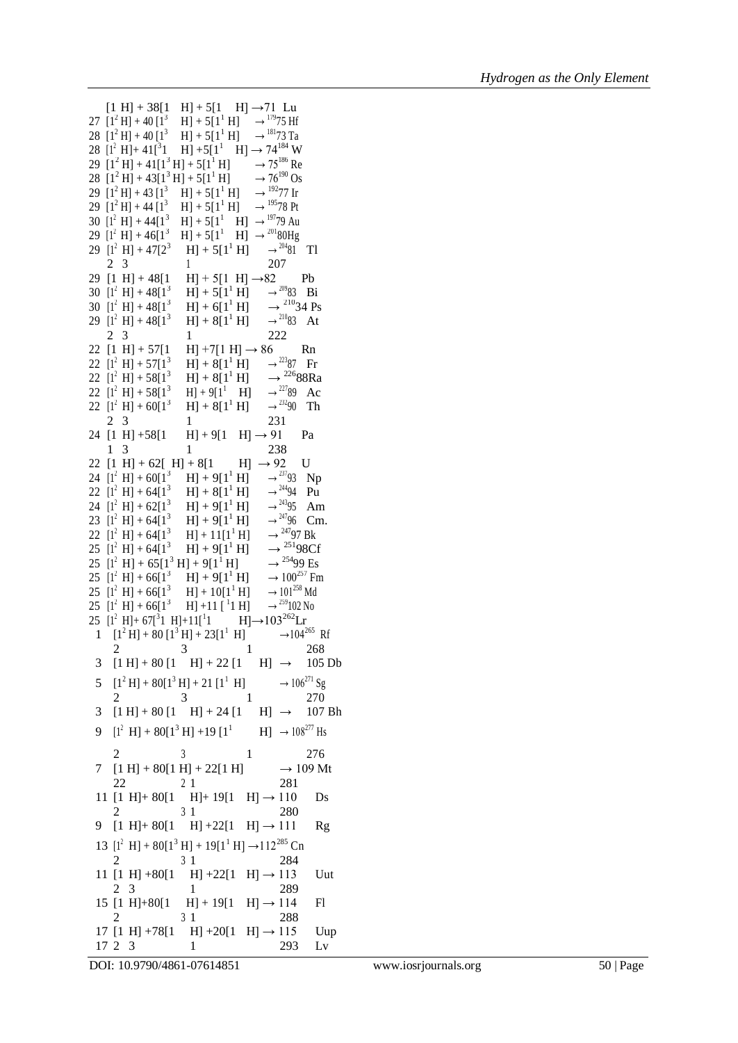$[1\ H] + 38[1\ \ H] + 5[1\ \ H] \rightarrow 71\ Lu$

27 $[1^2 H] + 40 [1^3\ \ H] + 5[1^1 H] \rightarrow {}^{179}75\ Hf$

28 $[1^2 H] + 40 [1^3\ \ H] + 5[1^1 H] \rightarrow {}^{181}73\ Ta$

28 $[1^2 H] + 41[{}^3 1\ \ H] + 5[1^1\ \ H] \rightarrow 74^{184}\ W$

29 $[1^2 H] + 41[1^3 H] + 5[1^1 H] \rightarrow 75^{186}\ Re$

28 $[1^2 H] + 43[1^3 H] + 5[1^1 H] \rightarrow 76^{190}\ Os$

29 $[1^2 H] + 43 [1^3\ \ H] + 5[1^1 H] \rightarrow {}^{192}77\ Ir$

29 $[1^2 H] + 44 [1^3\ \ H] + 5[1^1 H] \rightarrow {}^{195}78\ Pt$

30 $[1^2\ H] + 44[1^3\ \ H] + 5[1^1\ \ H] \rightarrow {}^{197}79\ Au$

29 $[1^2\ H] + 46[1^3\ \ H] + 5[1^1\ \ H] \rightarrow {}^{201}80Hg$

29 $[1^2\ H] + 47[2^3\ \ H] + 5[1^1 H] \rightarrow {}^{204}81\ \ Tl$

2 3 1 207

29 $[1\ H] + 48[1\ \ H] + 5[1\ H] \rightarrow 82\ \ Pb$

30 $[1^2\ H] + 48[1^3\ \ H] + 5[1^1 H] \rightarrow {}^{209}83\ \ Bi$

30 $[1^2\ H] + 48[1^3\ \ H] + 6[1^1 H] \rightarrow {}^{210}34\ Ps$

29 $[1^2\ H] + 48[1^3\ \ H] + 8[1^1 H] \rightarrow {}^{210}83\ \ At$

2 3 1 222

22 $[1\ H] + 57[1\ \ H] + 7[1\ H] \rightarrow 86\ \ Rn$

22 $[1^2\ H] + 57[1^3\ \ H] + 8[1^1 H] \rightarrow {}^{223}87\ \ Fr$

22 $[1^2\ H] + 58[1^3\ \ H] + 8[1^1 H] \rightarrow {}^{226}88Ra$

22 $[1^2\ H] + 58[1^3\ \ H] + 9[1^1\ \ H] \rightarrow {}^{227}89\ \ Ac$

22 $[1^2\ H] + 60[1^3\ \ H] + 8[1^1 H] \rightarrow {}^{232}90\ \ Th$

2 3 1 231

24 $[1\ H] + 58[1\ \ H] + 9[1\ \ H] \rightarrow 91\ \ Pa$

1 3 1 238

22 $[1\ H] + 62[\ H] + 8[1\ \ H] \rightarrow 92\ \ U$

24 $[1^2\ H] + 60[1^3\ \ H] + 9[1^1 H] \rightarrow {}^{237}93\ \ Np$

22 $[1^2\ H] + 64[1^3\ \ H] + 8[1^1 H] \rightarrow {}^{244}94\ \ Pu$

24 $[1^2\ H] + 62[1^3\ \ H] + 9[1^1 H] \rightarrow {}^{243}95\ \ Am$

23 $[1^2\ H] + 64[1^3\ \ H] + 9[1^1 H] \rightarrow {}^{247}96\ \ Cm.$

22 $[1^2\ H] + 64[1^3\ \ H] + 11[1^1 H] \rightarrow {}^{247}97\ Bk$

25 $[1^2\ H] + 64[1^3\ \ H] + 9[1^1 H] \rightarrow {}^{251}98Cf$

25 $[1^2\ H] + 65[1^3 H] + 9[1^1 H] \rightarrow {}^{254}99\ Es$

25 $[1^2\ H] + 66[1^3\ \ H] + 9[1^1 H] \rightarrow 100^{257}\ Fm$

25 $[1^2\ H] + 66[1^3\ \ H] + 10[1^1 H] \rightarrow 101^{258}\ Md$

25 $[1^2\ H] + 66[1^3\ \ H] + 11\ [{}^1 1\ H] \rightarrow {}^{259}102\ No$

25 $[1^2\ H] + 67[{}^3 1\ \ H] + 11[{}^1 1\ \ H] \rightarrow 103^{262}Lr$

1 $[1^2 H] + 80\ [1^3 H] + 23[1^1\ \ H] \rightarrow 104^{265}\ \ Rf$

2 3 1 268

3 $[1\ H] + 80\ [1\ \ H] + 22\ [1\ \ H] \rightarrow 105\ Db$

5 $[1^2 H] + 80[1^3 H] + 21\ [1^1\ \ H] \rightarrow 106^{271}\ Sg$

2 3 1 270

3 $[1\ H] + 80\ [1\ \ H] + 24\ [1\ \ H] \rightarrow 107\ Bh$

9 $[1^2\ \ H] + 80[1^3 H] + 19\ [1^1\ \ H] \rightarrow 108^{277}\ Hs$

2 3 1 276

7 $[1\ H] + 80[1\ H] + 22[1\ H] \rightarrow 109\ Mt$

22 2 1 281

11 $[1\ H] + 80[1\ \ H] + 19[1\ \ H] \rightarrow 110\ \ Ds$

2 3 1 280

9 $[1\ H] + 80[1\ \ H] + 22[1\ \ H] \rightarrow 111\ \ Rg$

13 $[1^2\ \ H] + 80[1^3 H] + 19[1^1 H] \rightarrow 112^{285}\ Cn$

2 3 1 284

11 $[1\ H] + 80[1\ \ H] + 22[1\ \ H] \rightarrow 113\ \ Uut$

2 3 1 289

15 $[1\ H] + 80[1\ \ H] + 19[1\ \ H] \rightarrow 114\ \ Fl$

2 3 1 288

17 $[1\ H] + 78[1\ \ H] + 20[1\ \ H] \rightarrow 115\ \ Uup$

17 2 3 1 293 Lv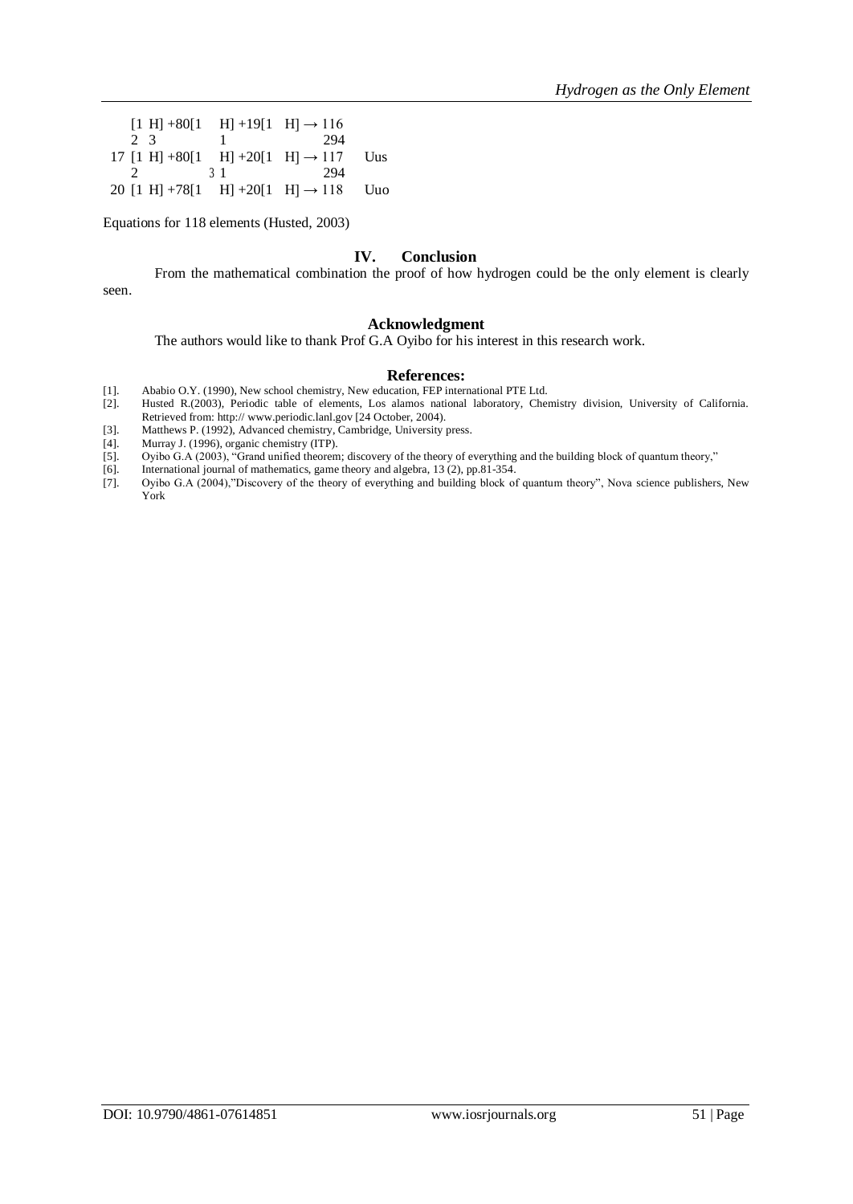[1 H] +80[1 H] +19[1 H] → 116

2 3 1 294

17 [1 H] +80[1 H] +20[1 H] → 117 Uus

2 3 1 294

20 [1 H] +78[1 H] +20[1 H] → 118 Uuo

Equations for 118 elements (Husted, 2003)

## IV. Conclusion

From the mathematical combination the proof of how hydrogen could be the only element is clearly seen.

## Acknowledgment

The authors would like to thank Prof G.A Oyibo for his interest in this research work.

## References:

[1]. Ababio O.Y. (1990), New school chemistry, New education, FEP international PTE Ltd.

[2]. Husted R.(2003), Periodic table of elements, Los alamos national laboratory, Chemistry division, University of California. Retrieved from: http:// www.periodic.lanl.gov [24 October, 2004).

[3]. Matthews P. (1992), Advanced chemistry, Cambridge, University press.

[4]. Murray J. (1996), organic chemistry (ITP).

[5]. Oyibo G.A (2003), "Grand unified theorem; discovery of the theory of everything and the building block of quantum theory,"

[6]. International journal of mathematics, game theory and algebra, 13 (2), pp.81-354.

[7]. Oyibo G.A (2004),"Discovery of the theory of everything and building block of quantum theory", Nova science publishers, New York